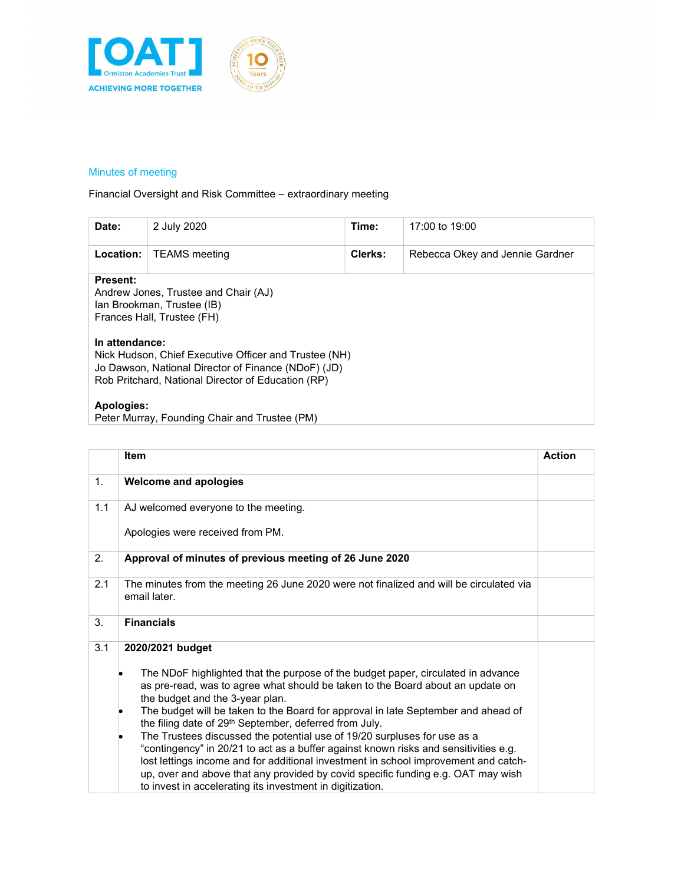[OAT] Ormiston Academies Trust

ACHIEVING MORE TOGETHER

## Minutes of meeting

Financial Oversight and Risk Committee – extraordinary meeting

| **Date:** | 2 July 2020 | **Time:** | 17:00 to 19:00 |
|---|---|---|---|
| **Location:** | TEAMS meeting | **Clerks:** | Rebecca Okey and Jennie Gardner |

**Present:**
Andrew Jones, Trustee and Chair (AJ)
Ian Brookman, Trustee (IB)
Frances Hall, Trustee (FH)

**In attendance:**
Nick Hudson, Chief Executive Officer and Trustee (NH)
Jo Dawson, National Director of Finance (NDoF) (JD)
Rob Pritchard, National Director of Education (RP)

**Apologies:**
Peter Murray, Founding Chair and Trustee (PM)

| | Item | Action |
|---|---|---|
| 1. | **Welcome and apologies** | |
| 1.1 | AJ welcomed everyone to the meeting.<br><br>Apologies were received from PM. | |
| 2. | **Approval of minutes of previous meeting of 26 June 2020** | |
| 2.1 | The minutes from the meeting 26 June 2020 were not finalized and will be circulated via email later. | |
| 3. | **Financials** | |
| 3.1 | **2020/2021 budget**<br><br>• The NDoF highlighted that the purpose of the budget paper, circulated in advance as pre-read, was to agree what should be taken to the Board about an update on the budget and the 3-year plan.<br>• The budget will be taken to the Board for approval in late September and ahead of the filing date of 29th September, deferred from July.<br>• The Trustees discussed the potential use of 19/20 surpluses for use as a "contingency" in 20/21 to act as a buffer against known risks and sensitivities e.g. lost lettings income and for additional investment in school improvement and catch-up, over and above that any provided by covid specific funding e.g. OAT may wish to invest in accelerating its investment in digitization. | |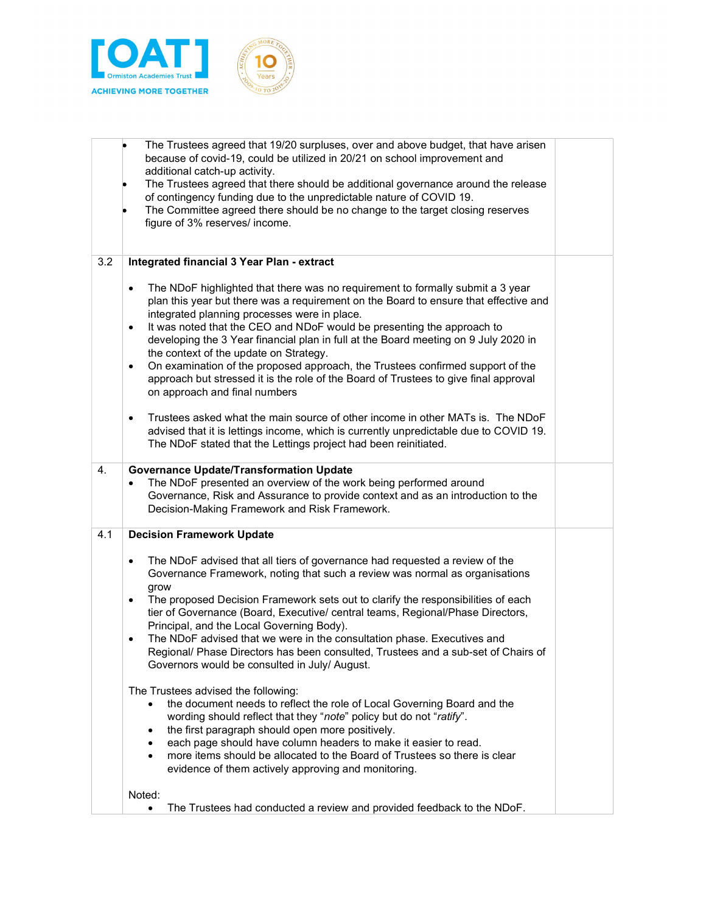| | | |
|---|---|---|
| | • The Trustees agreed that 19/20 surpluses, over and above budget, that have arisen because of covid-19, could be utilized in 20/21 on school improvement and additional catch-up activity.<br>• The Trustees agreed that there should be additional governance around the release of contingency funding due to the unpredictable nature of COVID 19.<br>• The Committee agreed there should be no change to the target closing reserves figure of 3% reserves/ income. | |
| 3.2 | **Integrated financial 3 Year Plan - extract**<br><br>• The NDoF highlighted that there was no requirement to formally submit a 3 year plan this year but there was a requirement on the Board to ensure that effective and integrated planning processes were in place.<br>• It was noted that the CEO and NDoF would be presenting the approach to developing the 3 Year financial plan in full at the Board meeting on 9 July 2020 in the context of the update on Strategy.<br>• On examination of the proposed approach, the Trustees confirmed support of the approach but stressed it is the role of the Board of Trustees to give final approval on approach and final numbers<br><br>• Trustees asked what the main source of other income in other MATs is. The NDoF advised that it is lettings income, which is currently unpredictable due to COVID 19. The NDoF stated that the Lettings project had been reinitiated. | |
| 4. | **Governance Update/Transformation Update**<br>• The NDoF presented an overview of the work being performed around Governance, Risk and Assurance to provide context and as an introduction to the Decision-Making Framework and Risk Framework. | |
| 4.1 | **Decision Framework Update**<br><br>• The NDoF advised that all tiers of governance had requested a review of the Governance Framework, noting that such a review was normal as organisations grow<br>• The proposed Decision Framework sets out to clarify the responsibilities of each tier of Governance (Board, Executive/ central teams, Regional/Phase Directors, Principal, and the Local Governing Body).<br>• The NDoF advised that we were in the consultation phase. Executives and Regional/ Phase Directors has been consulted, Trustees and a sub-set of Chairs of Governors would be consulted in July/ August.<br><br>The Trustees advised the following:<br>• the document needs to reflect the role of Local Governing Board and the wording should reflect that they "*note*" policy but do not "*ratify*".<br>• the first paragraph should open more positively.<br>• each page should have column headers to make it easier to read.<br>• more items should be allocated to the Board of Trustees so there is clear evidence of them actively approving and monitoring.<br><br>Noted:<br>• The Trustees had conducted a review and provided feedback to the NDoF. | |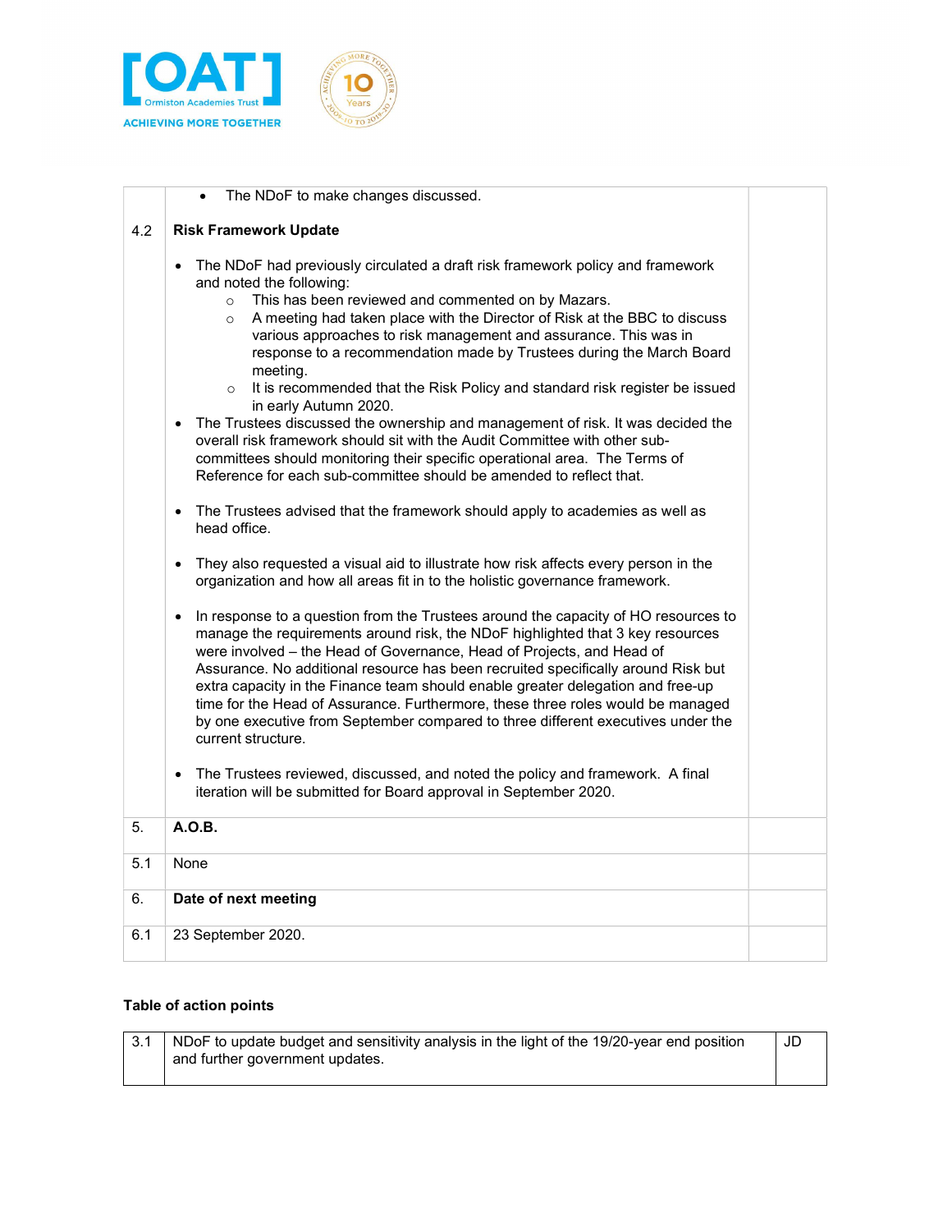| | | |
|---|---|---|
| | • The NDoF to make changes discussed. | |
| 4.2 | **Risk Framework Update**<br><br>• The NDoF had previously circulated a draft risk framework policy and framework and noted the following:<br>&nbsp;&nbsp;&nbsp;&nbsp;○ This has been reviewed and commented on by Mazars.<br>&nbsp;&nbsp;&nbsp;&nbsp;○ A meeting had taken place with the Director of Risk at the BBC to discuss various approaches to risk management and assurance. This was in response to a recommendation made by Trustees during the March Board meeting.<br>&nbsp;&nbsp;&nbsp;&nbsp;○ It is recommended that the Risk Policy and standard risk register be issued in early Autumn 2020.<br>• The Trustees discussed the ownership and management of risk. It was decided the overall risk framework should sit with the Audit Committee with other sub-committees should monitoring their specific operational area. The Terms of Reference for each sub-committee should be amended to reflect that.<br><br>• The Trustees advised that the framework should apply to academies as well as head office.<br><br>• They also requested a visual aid to illustrate how risk affects every person in the organization and how all areas fit in to the holistic governance framework.<br><br>• In response to a question from the Trustees around the capacity of HO resources to manage the requirements around risk, the NDoF highlighted that 3 key resources were involved – the Head of Governance, Head of Projects, and Head of Assurance. No additional resource has been recruited specifically around Risk but extra capacity in the Finance team should enable greater delegation and free-up time for the Head of Assurance. Furthermore, these three roles would be managed by one executive from September compared to three different executives under the current structure.<br><br>• The Trustees reviewed, discussed, and noted the policy and framework. A final iteration will be submitted for Board approval in September 2020. | |
| 5. | **A.O.B.** | |
| 5.1 | None | |
| 6. | **Date of next meeting** | |
| 6.1 | 23 September 2020. | |

**Table of action points**

| | | |
|---|---|---|
| 3.1 | NDoF to update budget and sensitivity analysis in the light of the 19/20-year end position and further government updates. | JD |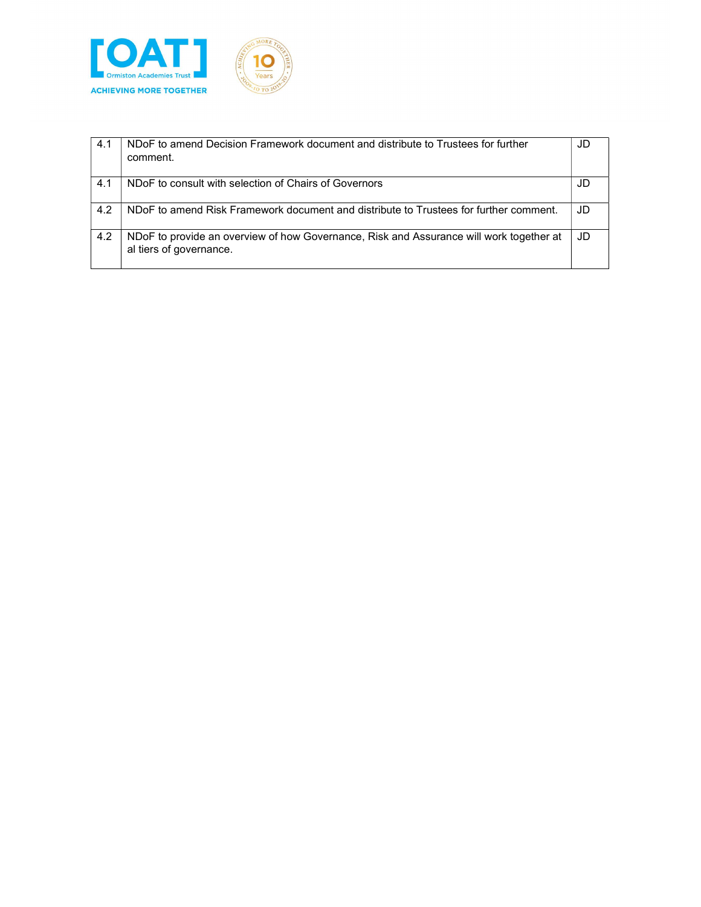| | | |
|---|---|---|
| 4.1 | NDoF to amend Decision Framework document and distribute to Trustees for further comment. | JD |
| 4.1 | NDoF to consult with selection of Chairs of Governors | JD |
| 4.2 | NDoF to amend Risk Framework document and distribute to Trustees for further comment. | JD |
| 4.2 | NDoF to provide an overview of how Governance, Risk and Assurance will work together at al tiers of governance. | JD |